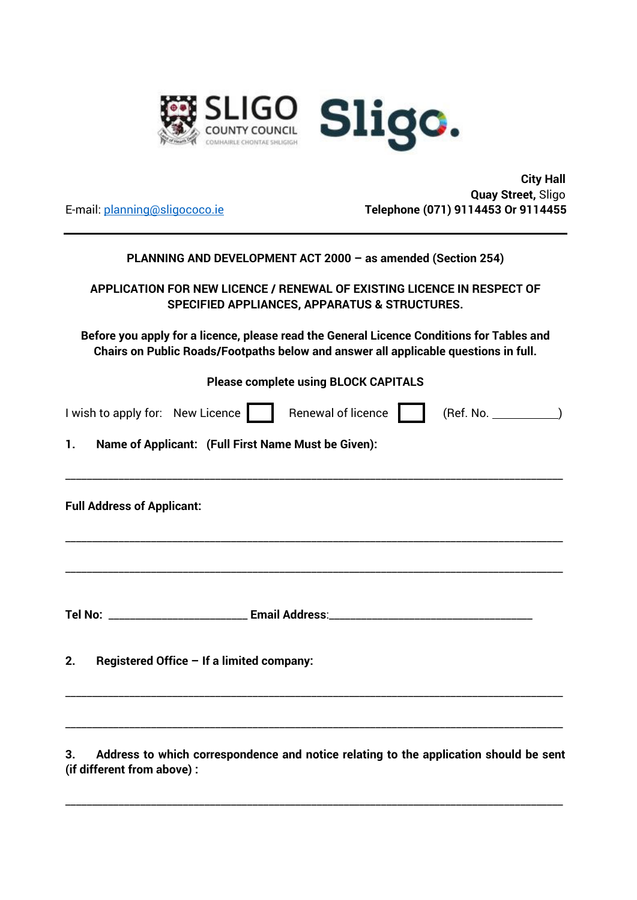SLIGO COUNTY COUNCIL
COMHAIRLE CHONTAE SHLIGIGH

Sligo.

**City Hall**
**Quay Street,** Sligo
**Telephone (071) 9114453 Or 9114455**

E-mail: planning@sligococo.ie

---

**PLANNING AND DEVELOPMENT ACT 2000 – as amended (Section 254)**

**APPLICATION FOR NEW LICENCE / RENEWAL OF EXISTING LICENCE IN RESPECT OF SPECIFIED APPLIANCES, APPARATUS & STRUCTURES.**

**Before you apply for a licence, please read the General Licence Conditions for Tables and Chairs on Public Roads/Footpaths below and answer all applicable questions in full.**

**Please complete using BLOCK CAPITALS**

I wish to apply for: New Licence ☐ Renewal of licence ☐ (Ref. No. ___________)

**1. Name of Applicant: (Full First Name Must be Given):**

_______________________________________________________________________________

**Full Address of Applicant:**

_______________________________________________________________________________

_______________________________________________________________________________

**Tel No:** ________________________ **Email Address**:____________________________________

**2. Registered Office – If a limited company:**

_______________________________________________________________________________

_______________________________________________________________________________

**3. Address to which correspondence and notice relating to the application should be sent (if different from above) :**

_______________________________________________________________________________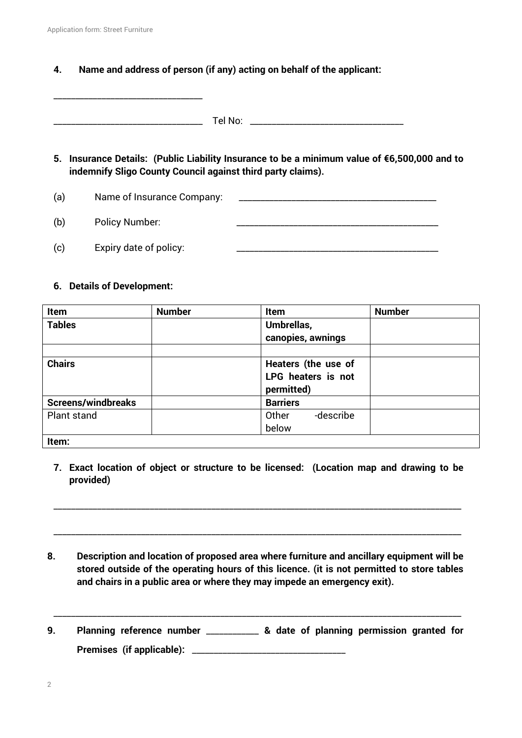4. **Name and address of person (if any) acting on behalf of the applicant:**

________________________________

________________________________ Tel No: ________________________________

5. **Insurance Details: (Public Liability Insurance to be a minimum value of €6,500,000 and to indemnify Sligo County Council against third party claims).**

(a) Name of Insurance Company: ____________________________________________

(b) Policy Number: ____________________________________________

(c) Expiry date of policy: ____________________________________________

6. **Details of Development:**

| **Item** | **Number** | **Item** | **Number** |
|---|---|---|---|
| **Tables** | | **Umbrellas, canopies, awnings** | |
| | | | |
| **Chairs** | | **Heaters (the use of LPG heaters is not permitted)** | |
| **Screens/windbreaks** | | **Barriers** | |
| Plant stand | | Other -describe below | |
| **Item:** | | | |

7. **Exact location of object or structure to be licensed: (Location map and drawing to be provided)**

______________________________________________________________________________________

______________________________________________________________________________________

8. **Description and location of proposed area where furniture and ancillary equipment will be stored outside of the operating hours of this licence. (it is not permitted to store tables and chairs in a public area or where they may impede an emergency exit).**

______________________________________________________________________________________

9. **Planning reference number ___________ & date of planning permission granted for Premises (if applicable): ________________________________**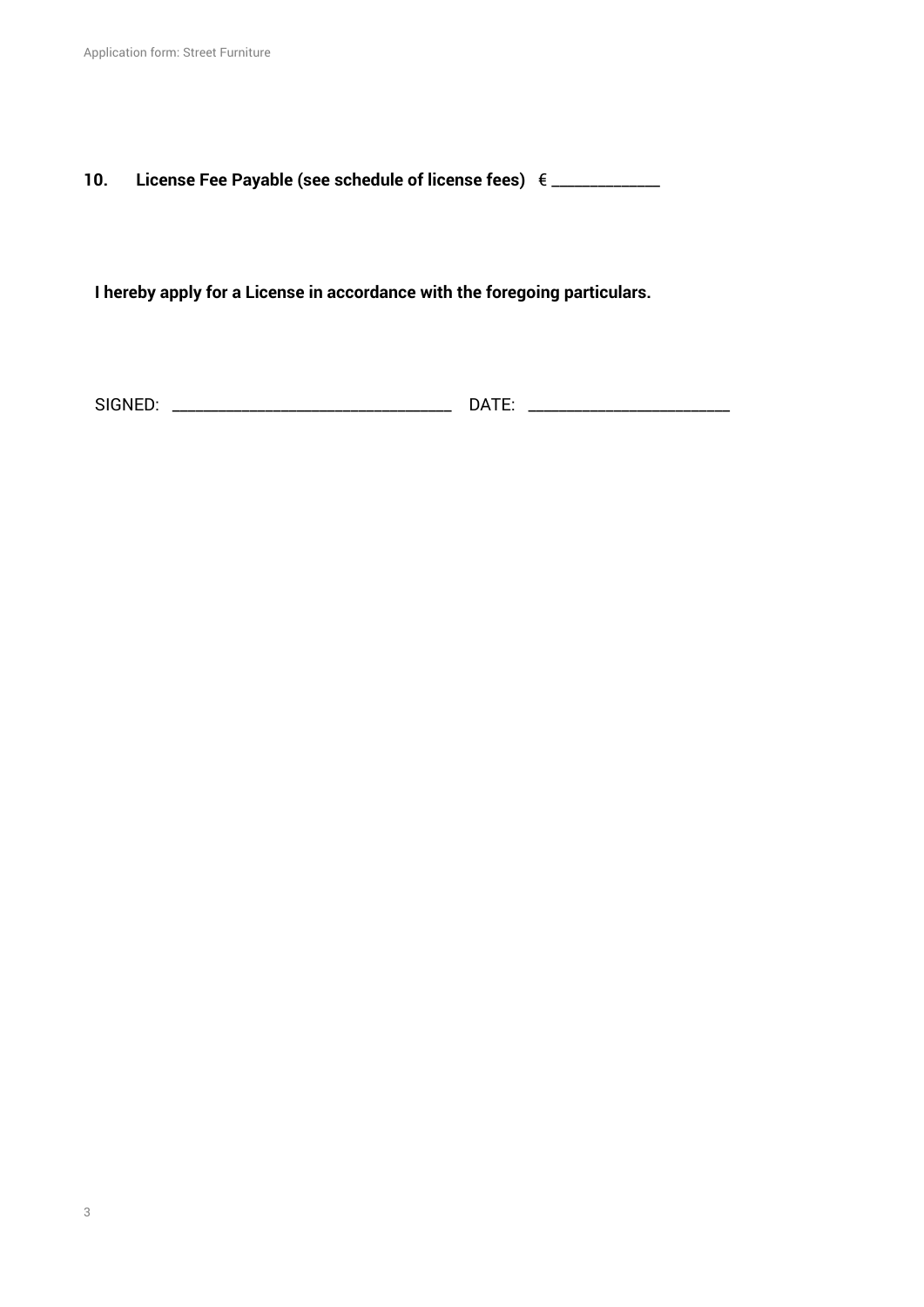**10. License Fee Payable (see schedule of license fees)** € ______________

**I hereby apply for a License in accordance with the foregoing particulars.**

SIGNED: ___________________________________ DATE: _________________________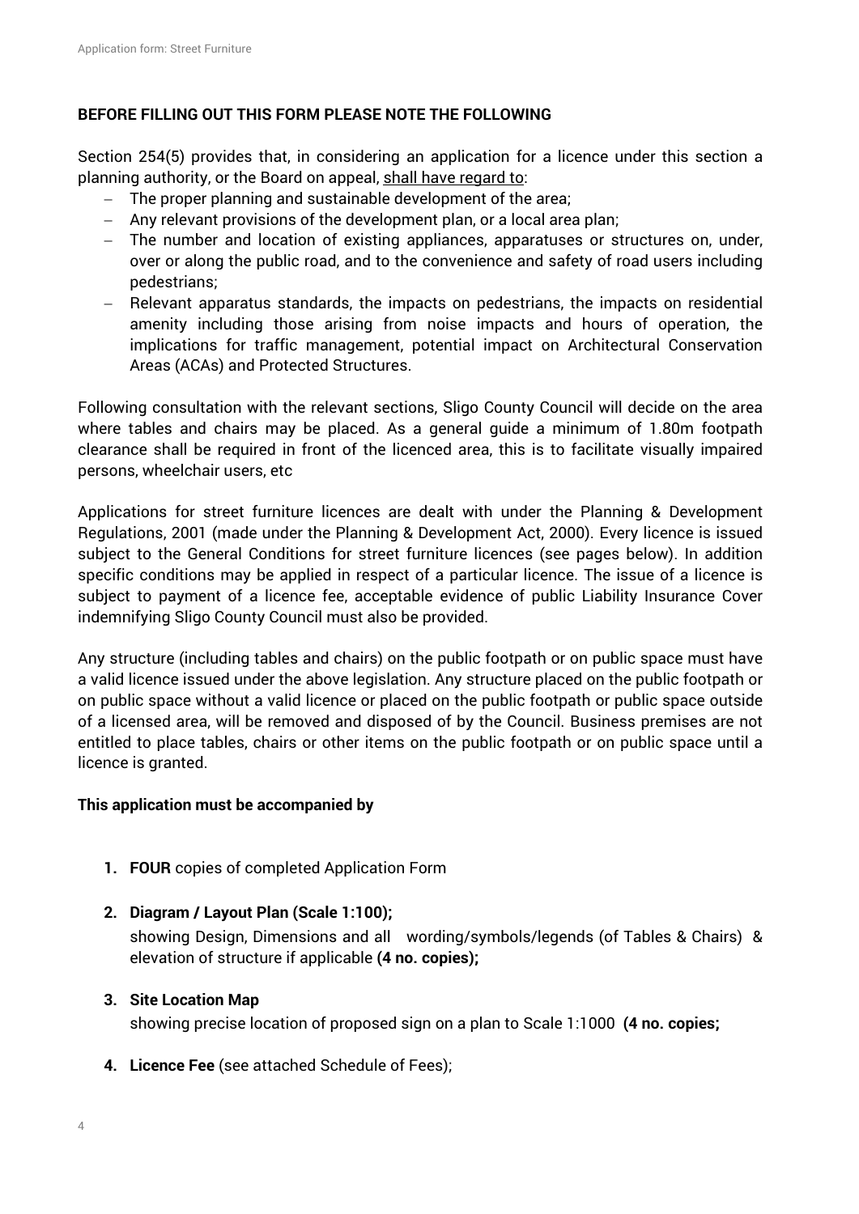**BEFORE FILLING OUT THIS FORM PLEASE NOTE THE FOLLOWING**

Section 254(5) provides that, in considering an application for a licence under this section a planning authority, or the Board on appeal, shall have regard to:

- The proper planning and sustainable development of the area;
- Any relevant provisions of the development plan, or a local area plan;
- The number and location of existing appliances, apparatuses or structures on, under, over or along the public road, and to the convenience and safety of road users including pedestrians;
- Relevant apparatus standards, the impacts on pedestrians, the impacts on residential amenity including those arising from noise impacts and hours of operation, the implications for traffic management, potential impact on Architectural Conservation Areas (ACAs) and Protected Structures.

Following consultation with the relevant sections, Sligo County Council will decide on the area where tables and chairs may be placed. As a general guide a minimum of 1.80m footpath clearance shall be required in front of the licenced area, this is to facilitate visually impaired persons, wheelchair users, etc

Applications for street furniture licences are dealt with under the Planning & Development Regulations, 2001 (made under the Planning & Development Act, 2000). Every licence is issued subject to the General Conditions for street furniture licences (see pages below). In addition specific conditions may be applied in respect of a particular licence. The issue of a licence is subject to payment of a licence fee, acceptable evidence of public Liability Insurance Cover indemnifying Sligo County Council must also be provided.

Any structure (including tables and chairs) on the public footpath or on public space must have a valid licence issued under the above legislation. Any structure placed on the public footpath or on public space without a valid licence or placed on the public footpath or public space outside of a licensed area, will be removed and disposed of by the Council. Business premises are not entitled to place tables, chairs or other items on the public footpath or on public space until a licence is granted.

**This application must be accompanied by**

1. **FOUR** copies of completed Application Form
2. **Diagram / Layout Plan (Scale 1:100);**
   showing Design, Dimensions and all wording/symbols/legends (of Tables & Chairs) & elevation of structure if applicable **(4 no. copies);**
3. **Site Location Map**
   showing precise location of proposed sign on a plan to Scale 1:1000 **(4 no. copies;**
4. **Licence Fee** (see attached Schedule of Fees);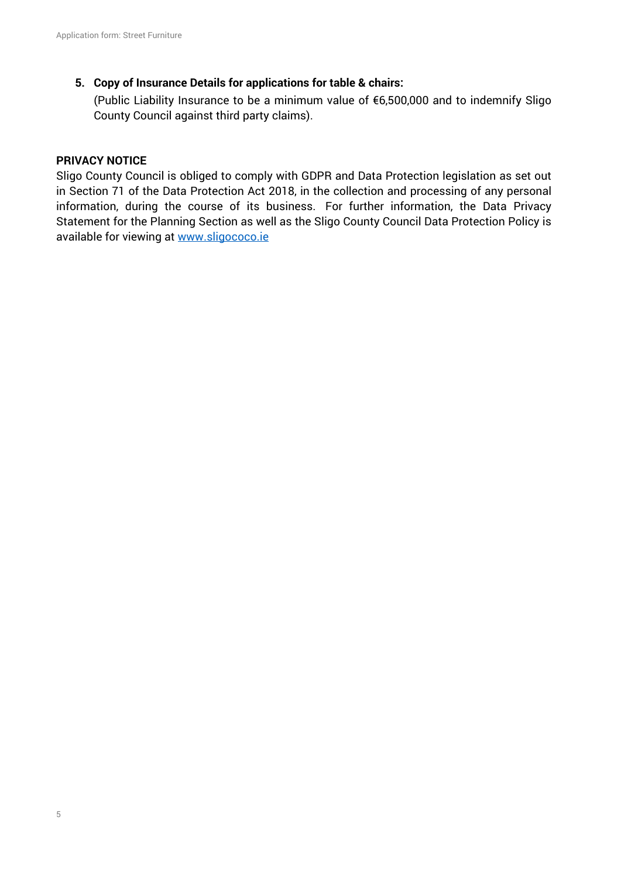5. **Copy of Insurance Details for applications for table & chairs:**
   (Public Liability Insurance to be a minimum value of €6,500,000 and to indemnify Sligo County Council against third party claims).

**PRIVACY NOTICE**

Sligo County Council is obliged to comply with GDPR and Data Protection legislation as set out in Section 71 of the Data Protection Act 2018, in the collection and processing of any personal information, during the course of its business. For further information, the Data Privacy Statement for the Planning Section as well as the Sligo County Council Data Protection Policy is available for viewing at [www.sligococo.ie](http://www.sligococo.ie)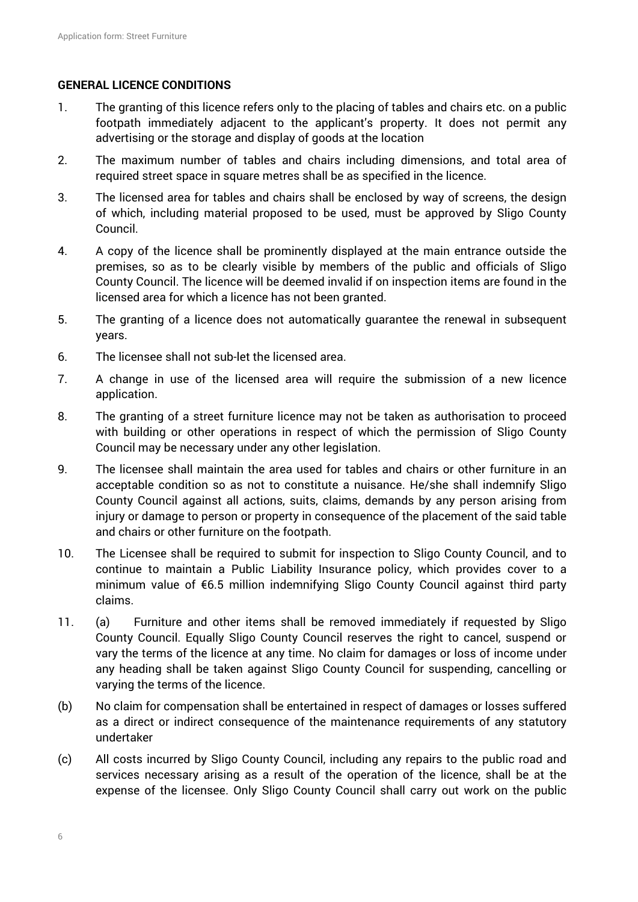**GENERAL LICENCE CONDITIONS**

1. The granting of this licence refers only to the placing of tables and chairs etc. on a public footpath immediately adjacent to the applicant's property. It does not permit any advertising or the storage and display of goods at the location
2. The maximum number of tables and chairs including dimensions, and total area of required street space in square metres shall be as specified in the licence.
3. The licensed area for tables and chairs shall be enclosed by way of screens, the design of which, including material proposed to be used, must be approved by Sligo County Council.
4. A copy of the licence shall be prominently displayed at the main entrance outside the premises, so as to be clearly visible by members of the public and officials of Sligo County Council. The licence will be deemed invalid if on inspection items are found in the licensed area for which a licence has not been granted.
5. The granting of a licence does not automatically guarantee the renewal in subsequent years.
6. The licensee shall not sub-let the licensed area.
7. A change in use of the licensed area will require the submission of a new licence application.
8. The granting of a street furniture licence may not be taken as authorisation to proceed with building or other operations in respect of which the permission of Sligo County Council may be necessary under any other legislation.
9. The licensee shall maintain the area used for tables and chairs or other furniture in an acceptable condition so as not to constitute a nuisance. He/she shall indemnify Sligo County Council against all actions, suits, claims, demands by any person arising from injury or damage to person or property in consequence of the placement of the said table and chairs or other furniture on the footpath.
10. The Licensee shall be required to submit for inspection to Sligo County Council, and to continue to maintain a Public Liability Insurance policy, which provides cover to a minimum value of €6.5 million indemnifying Sligo County Council against third party claims.
11. (a) Furniture and other items shall be removed immediately if requested by Sligo County Council. Equally Sligo County Council reserves the right to cancel, suspend or vary the terms of the licence at any time. No claim for damages or loss of income under any heading shall be taken against Sligo County Council for suspending, cancelling or varying the terms of the licence.

(b) No claim for compensation shall be entertained in respect of damages or losses suffered as a direct or indirect consequence of the maintenance requirements of any statutory undertaker

(c) All costs incurred by Sligo County Council, including any repairs to the public road and services necessary arising as a result of the operation of the licence, shall be at the expense of the licensee. Only Sligo County Council shall carry out work on the public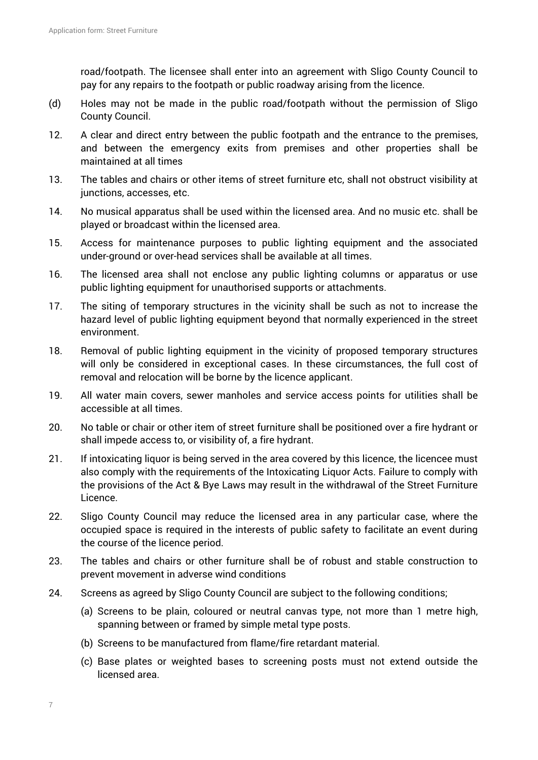road/footpath. The licensee shall enter into an agreement with Sligo County Council to pay for any repairs to the footpath or public roadway arising from the licence.

(d) Holes may not be made in the public road/footpath without the permission of Sligo County Council.

12. A clear and direct entry between the public footpath and the entrance to the premises, and between the emergency exits from premises and other properties shall be maintained at all times

13. The tables and chairs or other items of street furniture etc, shall not obstruct visibility at junctions, accesses, etc.

14. No musical apparatus shall be used within the licensed area. And no music etc. shall be played or broadcast within the licensed area.

15. Access for maintenance purposes to public lighting equipment and the associated under-ground or over-head services shall be available at all times.

16. The licensed area shall not enclose any public lighting columns or apparatus or use public lighting equipment for unauthorised supports or attachments.

17. The siting of temporary structures in the vicinity shall be such as not to increase the hazard level of public lighting equipment beyond that normally experienced in the street environment.

18. Removal of public lighting equipment in the vicinity of proposed temporary structures will only be considered in exceptional cases. In these circumstances, the full cost of removal and relocation will be borne by the licence applicant.

19. All water main covers, sewer manholes and service access points for utilities shall be accessible at all times.

20. No table or chair or other item of street furniture shall be positioned over a fire hydrant or shall impede access to, or visibility of, a fire hydrant.

21. If intoxicating liquor is being served in the area covered by this licence, the licencee must also comply with the requirements of the Intoxicating Liquor Acts. Failure to comply with the provisions of the Act & Bye Laws may result in the withdrawal of the Street Furniture Licence.

22. Sligo County Council may reduce the licensed area in any particular case, where the occupied space is required in the interests of public safety to facilitate an event during the course of the licence period.

23. The tables and chairs or other furniture shall be of robust and stable construction to prevent movement in adverse wind conditions

24. Screens as agreed by Sligo County Council are subject to the following conditions;

    (a) Screens to be plain, coloured or neutral canvas type, not more than 1 metre high, spanning between or framed by simple metal type posts.

    (b) Screens to be manufactured from flame/fire retardant material.

    (c) Base plates or weighted bases to screening posts must not extend outside the licensed area.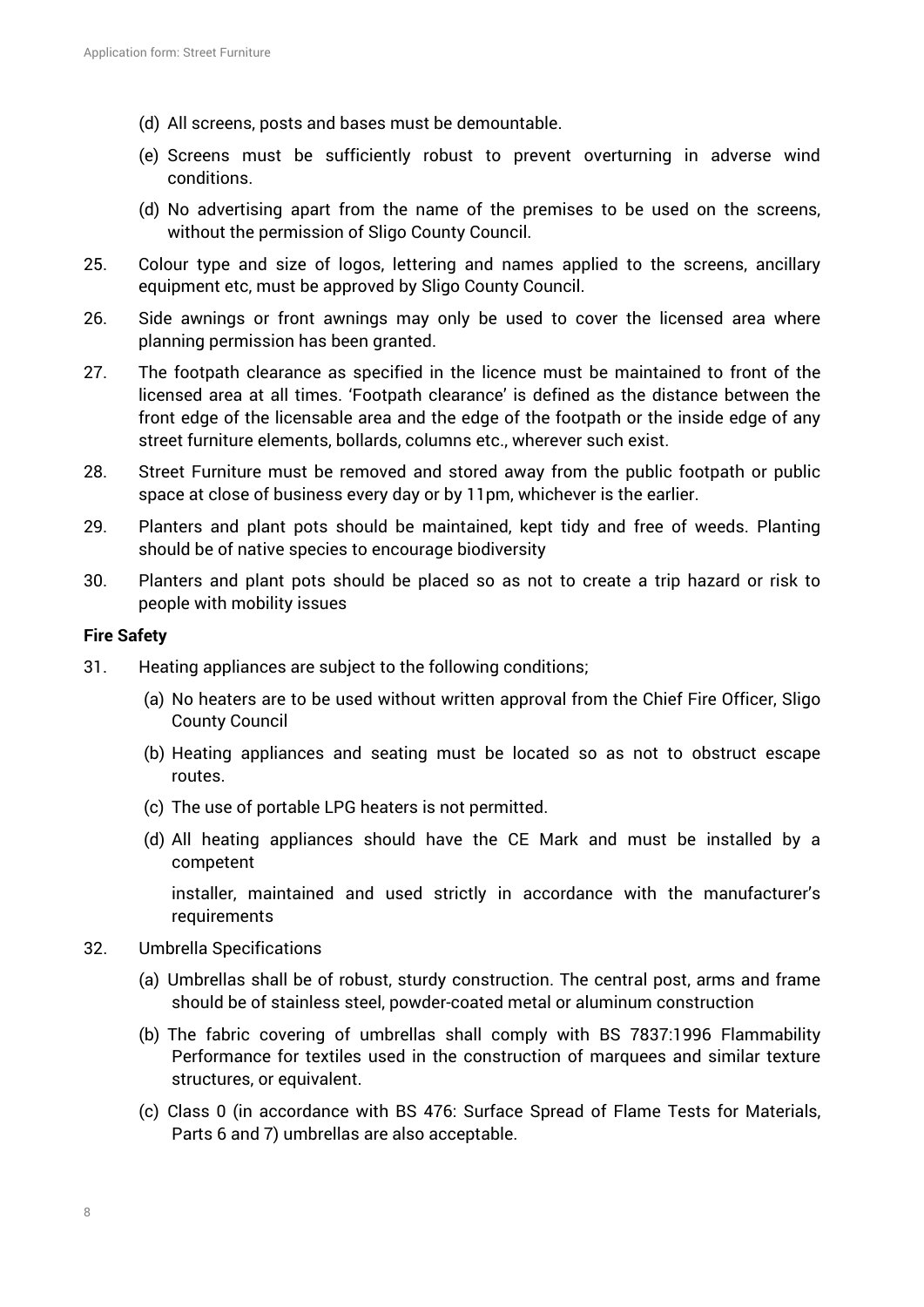(d) All screens, posts and bases must be demountable.

(e) Screens must be sufficiently robust to prevent overturning in adverse wind conditions.

(d) No advertising apart from the name of the premises to be used on the screens, without the permission of Sligo County Council.

25. Colour type and size of logos, lettering and names applied to the screens, ancillary equipment etc, must be approved by Sligo County Council.

26. Side awnings or front awnings may only be used to cover the licensed area where planning permission has been granted.

27. The footpath clearance as specified in the licence must be maintained to front of the licensed area at all times. 'Footpath clearance' is defined as the distance between the front edge of the licensable area and the edge of the footpath or the inside edge of any street furniture elements, bollards, columns etc., wherever such exist.

28. Street Furniture must be removed and stored away from the public footpath or public space at close of business every day or by 11pm, whichever is the earlier.

29. Planters and plant pots should be maintained, kept tidy and free of weeds. Planting should be of native species to encourage biodiversity

30. Planters and plant pots should be placed so as not to create a trip hazard or risk to people with mobility issues

**Fire Safety**

31. Heating appliances are subject to the following conditions;

(a) No heaters are to be used without written approval from the Chief Fire Officer, Sligo County Council

(b) Heating appliances and seating must be located so as not to obstruct escape routes.

(c) The use of portable LPG heaters is not permitted.

(d) All heating appliances should have the CE Mark and must be installed by a competent

installer, maintained and used strictly in accordance with the manufacturer's requirements

32. Umbrella Specifications

(a) Umbrellas shall be of robust, sturdy construction. The central post, arms and frame should be of stainless steel, powder-coated metal or aluminum construction

(b) The fabric covering of umbrellas shall comply with BS 7837:1996 Flammability Performance for textiles used in the construction of marquees and similar texture structures, or equivalent.

(c) Class 0 (in accordance with BS 476: Surface Spread of Flame Tests for Materials, Parts 6 and 7) umbrellas are also acceptable.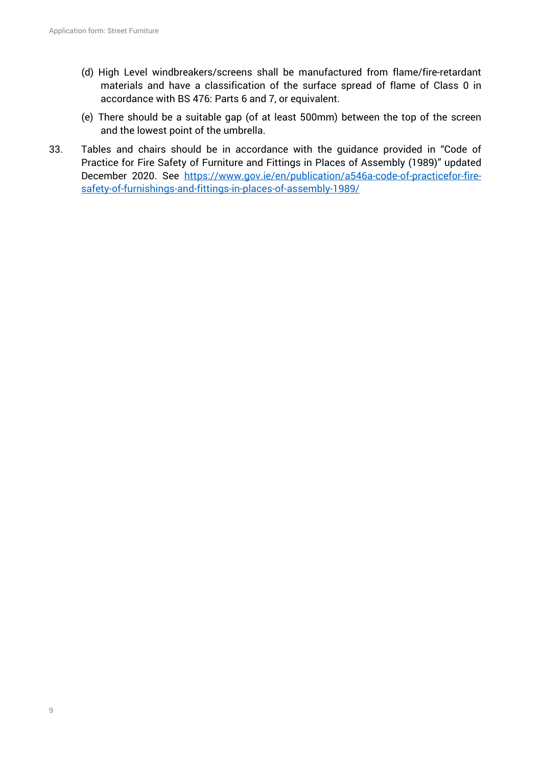(d) High Level windbreakers/screens shall be manufactured from flame/fire-retardant materials and have a classification of the surface spread of flame of Class 0 in accordance with BS 476: Parts 6 and 7, or equivalent.

(e) There should be a suitable gap (of at least 500mm) between the top of the screen and the lowest point of the umbrella.

33. Tables and chairs should be in accordance with the guidance provided in "Code of Practice for Fire Safety of Furniture and Fittings in Places of Assembly (1989)" updated December 2020. See [https://www.gov.ie/en/publication/a546a-code-of-practicefor-fire-safety-of-furnishings-and-fittings-in-places-of-assembly-1989/](https://www.gov.ie/en/publication/a546a-code-of-practicefor-fire-safety-of-furnishings-and-fittings-in-places-of-assembly-1989/)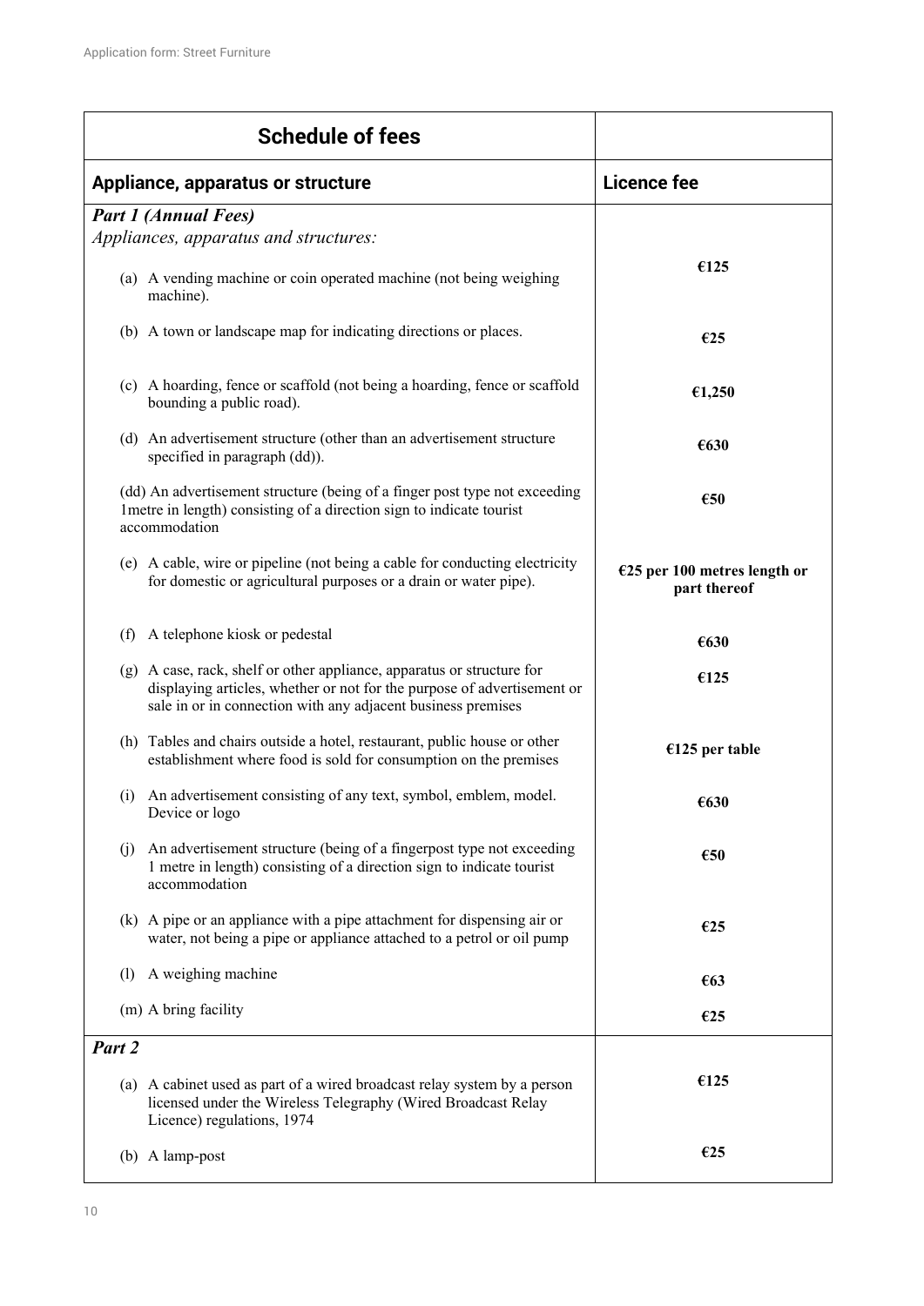| Schedule of fees | |
| --- | --- |
| **Appliance, apparatus or structure** | **Licence fee** |
| ***Part 1 (Annual Fees)*** *Appliances, apparatus and structures:* | |
| (a) A vending machine or coin operated machine (not being weighing machine). | **€125** |
| (b) A town or landscape map for indicating directions or places. | **€25** |
| (c) A hoarding, fence or scaffold (not being a hoarding, fence or scaffold bounding a public road). | **€1,250** |
| (d) An advertisement structure (other than an advertisement structure specified in paragraph (dd)). | **€630** |
| (dd) An advertisement structure (being of a finger post type not exceeding 1metre in length) consisting of a direction sign to indicate tourist accommodation | **€50** |
| (e) A cable, wire or pipeline (not being a cable for conducting electricity for domestic or agricultural purposes or a drain or water pipe). | **€25 per 100 metres length or part thereof** |
| (f) A telephone kiosk or pedestal | **€630** |
| (g) A case, rack, shelf or other appliance, apparatus or structure for displaying articles, whether or not for the purpose of advertisement or sale in or in connection with any adjacent business premises | **€125** |
| (h) Tables and chairs outside a hotel, restaurant, public house or other establishment where food is sold for consumption on the premises | **€125 per table** |
| (i) An advertisement consisting of any text, symbol, emblem, model. Device or logo | **€630** |
| (j) An advertisement structure (being of a fingerpost type not exceeding 1 metre in length) consisting of a direction sign to indicate tourist accommodation | **€50** |
| (k) A pipe or an appliance with a pipe attachment for dispensing air or water, not being a pipe or appliance attached to a petrol or oil pump | **€25** |
| (l) A weighing machine | **€63** |
| (m) A bring facility | **€25** |
| ***Part 2*** | |
| (a) A cabinet used as part of a wired broadcast relay system by a person licensed under the Wireless Telegraphy (Wired Broadcast Relay Licence) regulations, 1974 | **€125** |
| (b) A lamp-post | **€25** |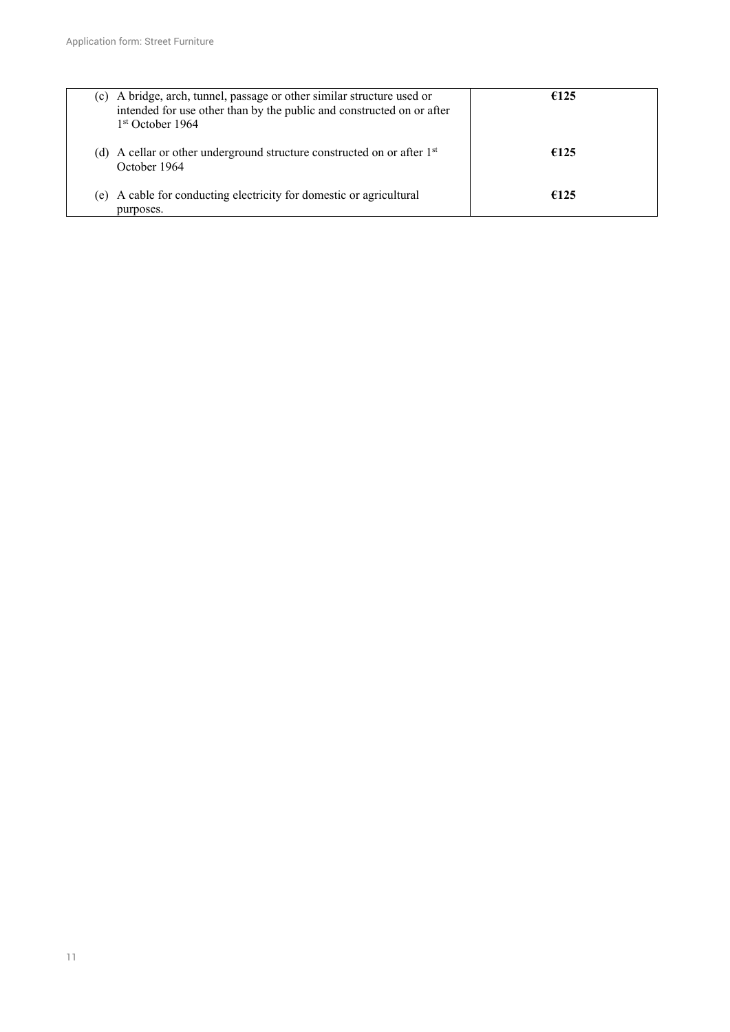| | |
|---|---|
| (c) A bridge, arch, tunnel, passage or other similar structure used or intended for use other than by the public and constructed on or after 1st October 1964 | **€125** |
| (d) A cellar or other underground structure constructed on or after 1st October 1964 | **€125** |
| (e) A cable for conducting electricity for domestic or agricultural purposes. | **€125** |